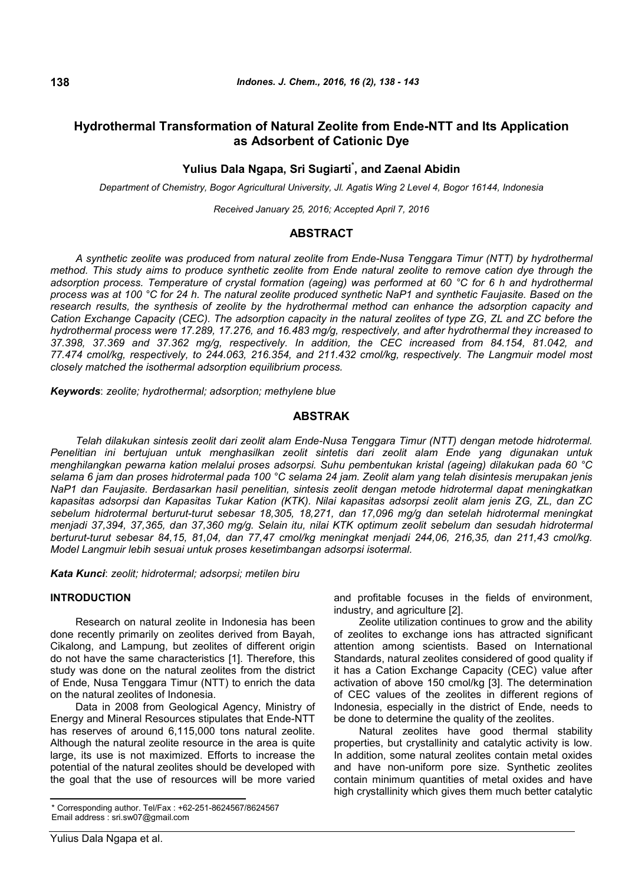# Hydrothermal Transformation of Natural Zeolite from Ende-NTT and Its Application as Adsorbent of Cationic Dye

**Yulius Dala Ngapa, Sri Sugiarti*, and Zaenal Abidin**

*Department of Chemistry, Bogor Agricultural University, Jl. Agatis Wing 2 Level 4, Bogor 16144, Indonesia*

*Received January 25, 2016; Accepted April 7, 2016*

## ABSTRACT

*A synthetic zeolite was produced from natural zeolite from Ende-Nusa Tenggara Timur (NTT) by hydrothermal method. This study aims to produce synthetic zeolite from Ende natural zeolite to remove cation dye through the adsorption process. Temperature of crystal formation (ageing) was performed at 60 °C for 6 h and hydrothermal process was at 100 °C for 24 h. The natural zeolite produced synthetic NaP1 and synthetic Faujasite. Based on the research results, the synthesis of zeolite by the hydrothermal method can enhance the adsorption capacity and Cation Exchange Capacity (CEC). The adsorption capacity in the natural zeolites of type ZG, ZL and ZC before the hydrothermal process were 17.289, 17.276, and 16.483 mg/g, respectively, and after hydrothermal they increased to 37.398, 37.369 and 37.362 mg/g, respectively. In addition, the CEC increased from 84.154, 81.042, and 77.474 cmol/kg, respectively, to 244.063, 216.354, and 211.432 cmol/kg, respectively. The Langmuir model most closely matched the isothermal adsorption equilibrium process.*

***Keywords***: *zeolite; hydrothermal; adsorption; methylene blue*

## ABSTRAK

*Telah dilakukan sintesis zeolit dari zeolit alam Ende-Nusa Tenggara Timur (NTT) dengan metode hidrotermal. Penelitian ini bertujuan untuk menghasilkan zeolit sintetis dari zeolit alam Ende yang digunakan untuk menghilangkan pewarna kation melalui proses adsorpsi. Suhu pembentukan kristal (ageing) dilakukan pada 60 °C selama 6 jam dan proses hidrotermal pada 100 °C selama 24 jam. Zeolit alam yang telah disintesis merupakan jenis NaP1 dan Faujasite. Berdasarkan hasil penelitian, sintesis zeolit dengan metode hidrotermal dapat meningkatkan kapasitas adsorpsi dan Kapasitas Tukar Kation (KTK). Nilai kapasitas adsorpsi zeolit alam jenis ZG, ZL, dan ZC sebelum hidrotermal berturut-turut sebesar 18,305, 18,271, dan 17,096 mg/g dan setelah hidrotermal meningkat menjadi 37,394, 37,365, dan 37,360 mg/g. Selain itu, nilai KTK optimum zeolit sebelum dan sesudah hidrotermal berturut-turut sebesar 84,15, 81,04, dan 77,47 cmol/kg meningkat menjadi 244,06, 216,35, dan 211,43 cmol/kg. Model Langmuir lebih sesuai untuk proses kesetimbangan adsorpsi isotermal.*

***Kata Kunci***: *zeolit; hidrotermal; adsorpsi; metilen biru*

## INTRODUCTION

Research on natural zeolite in Indonesia has been done recently primarily on zeolites derived from Bayah, Cikalong, and Lampung, but zeolites of different origin do not have the same characteristics [1]. Therefore, this study was done on the natural zeolites from the district of Ende, Nusa Tenggara Timur (NTT) to enrich the data on the natural zeolites of Indonesia.

Data in 2008 from Geological Agency, Ministry of Energy and Mineral Resources stipulates that Ende-NTT has reserves of around 6,115,000 tons natural zeolite. Although the natural zeolite resource in the area is quite large, its use is not maximized. Efforts to increase the potential of the natural zeolites should be developed with the goal that the use of resources will be more varied and profitable focuses in the fields of environment, industry, and agriculture [2].

Zeolite utilization continues to grow and the ability of zeolites to exchange ions has attracted significant attention among scientists. Based on International Standards, natural zeolites considered of good quality if it has a Cation Exchange Capacity (CEC) value after activation of above 150 cmol/kg [3]. The determination of CEC values of the zeolites in different regions of Indonesia, especially in the district of Ende, needs to be done to determine the quality of the zeolites.

Natural zeolites have good thermal stability properties, but crystallinity and catalytic activity is low. In addition, some natural zeolites contain metal oxides and have non-uniform pore size. Synthetic zeolites contain minimum quantities of metal oxides and have high crystallinity which gives them much better catalytic

\* Corresponding author. Tel/Fax : +62-251-8624567/8624567
Email address : sri.sw07@gmail.com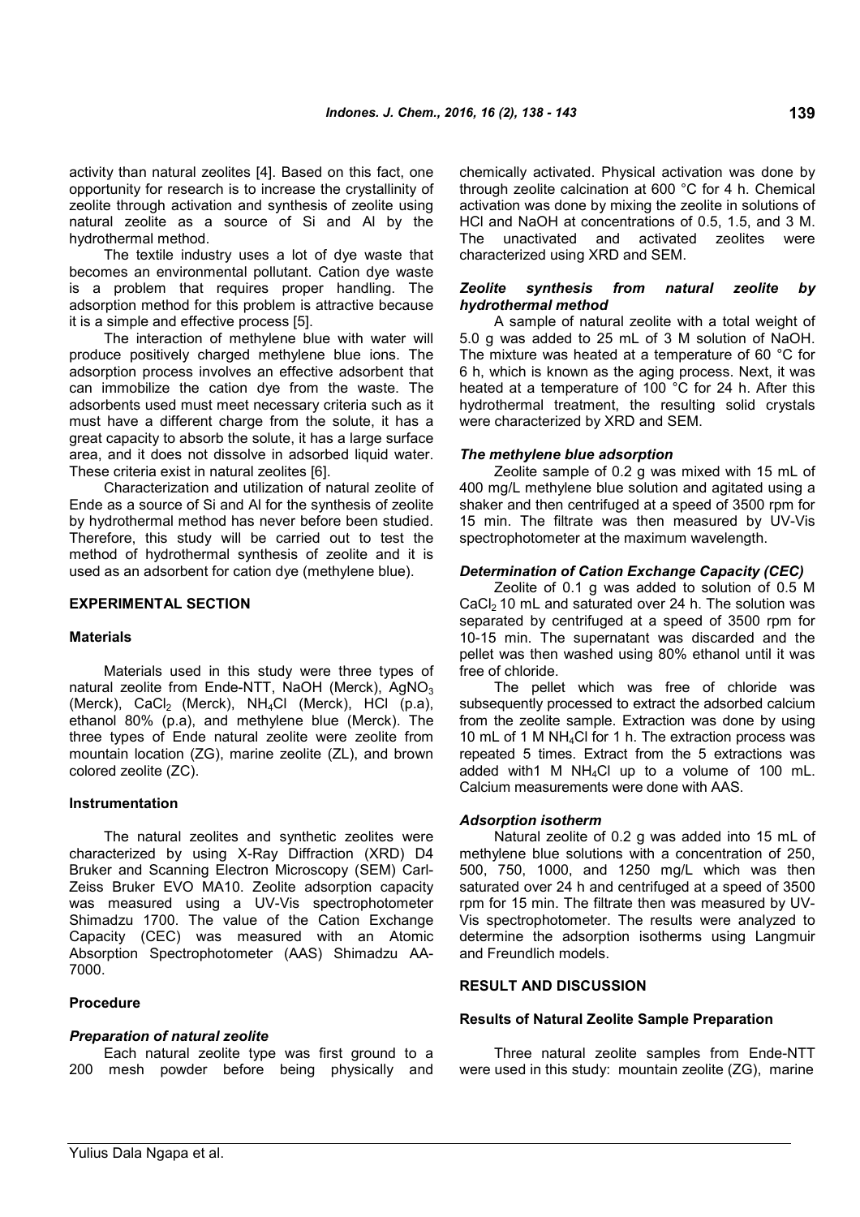activity than natural zeolites [4]. Based on this fact, one opportunity for research is to increase the crystallinity of zeolite through activation and synthesis of zeolite using natural zeolite as a source of Si and Al by the hydrothermal method.

The textile industry uses a lot of dye waste that becomes an environmental pollutant. Cation dye waste is a problem that requires proper handling. The adsorption method for this problem is attractive because it is a simple and effective process [5].

The interaction of methylene blue with water will produce positively charged methylene blue ions. The adsorption process involves an effective adsorbent that can immobilize the cation dye from the waste. The adsorbents used must meet necessary criteria such as it must have a different charge from the solute, it has a great capacity to absorb the solute, it has a large surface area, and it does not dissolve in adsorbed liquid water. These criteria exist in natural zeolites [6].

Characterization and utilization of natural zeolite of Ende as a source of Si and Al for the synthesis of zeolite by hydrothermal method has never before been studied. Therefore, this study will be carried out to test the method of hydrothermal synthesis of zeolite and it is used as an adsorbent for cation dye (methylene blue).

## EXPERIMENTAL SECTION

### Materials

Materials used in this study were three types of natural zeolite from Ende-NTT, NaOH (Merck), $AgNO_3$ (Merck), $CaCl_2$ (Merck), $NH_4Cl$ (Merck), HCl (p.a), ethanol 80% (p.a), and methylene blue (Merck). The three types of Ende natural zeolite were zeolite from mountain location (ZG), marine zeolite (ZL), and brown colored zeolite (ZC).

### Instrumentation

The natural zeolites and synthetic zeolites were characterized by using X-Ray Diffraction (XRD) D4 Bruker and Scanning Electron Microscopy (SEM) Carl-Zeiss Bruker EVO MA10. Zeolite adsorption capacity was measured using a UV-Vis spectrophotometer Shimadzu 1700. The value of the Cation Exchange Capacity (CEC) was measured with an Atomic Absorption Spectrophotometer (AAS) Shimadzu AA-7000.

### Procedure

#### *Preparation of natural zeolite*

Each natural zeolite type was first ground to a 200 mesh powder before being physically and chemically activated. Physical activation was done by through zeolite calcination at 600 °C for 4 h. Chemical activation was done by mixing the zeolite in solutions of HCl and NaOH at concentrations of 0.5, 1.5, and 3 M. The unactivated and activated zeolites were characterized using XRD and SEM.

#### *Zeolite synthesis from natural zeolite by hydrothermal method*

A sample of natural zeolite with a total weight of 5.0 g was added to 25 mL of 3 M solution of NaOH. The mixture was heated at a temperature of 60 °C for 6 h, which is known as the aging process. Next, it was heated at a temperature of 100 °C for 24 h. After this hydrothermal treatment, the resulting solid crystals were characterized by XRD and SEM.

#### *The methylene blue adsorption*

Zeolite sample of 0.2 g was mixed with 15 mL of 400 mg/L methylene blue solution and agitated using a shaker and then centrifuged at a speed of 3500 rpm for 15 min. The filtrate was then measured by UV-Vis spectrophotometer at the maximum wavelength.

#### *Determination of Cation Exchange Capacity (CEC)*

Zeolite of 0.1 g was added to solution of 0.5 M $CaCl_2$ 10 mL and saturated over 24 h. The solution was separated by centrifuged at a speed of 3500 rpm for 10-15 min. The supernatant was discarded and the pellet was then washed using 80% ethanol until it was free of chloride.

The pellet which was free of chloride was subsequently processed to extract the adsorbed calcium from the zeolite sample. Extraction was done by using 10 mL of 1 M $NH_4Cl$ for 1 h. The extraction process was repeated 5 times. Extract from the 5 extractions was added with1 M $NH_4Cl$ up to a volume of 100 mL. Calcium measurements were done with AAS.

#### *Adsorption isotherm*

Natural zeolite of 0.2 g was added into 15 mL of methylene blue solutions with a concentration of 250, 500, 750, 1000, and 1250 mg/L which was then saturated over 24 h and centrifuged at a speed of 3500 rpm for 15 min. The filtrate then was measured by UV-Vis spectrophotometer. The results were analyzed to determine the adsorption isotherms using Langmuir and Freundlich models.

## RESULT AND DISCUSSION

### Results of Natural Zeolite Sample Preparation

Three natural zeolite samples from Ende-NTT were used in this study: mountain zeolite (ZG), marine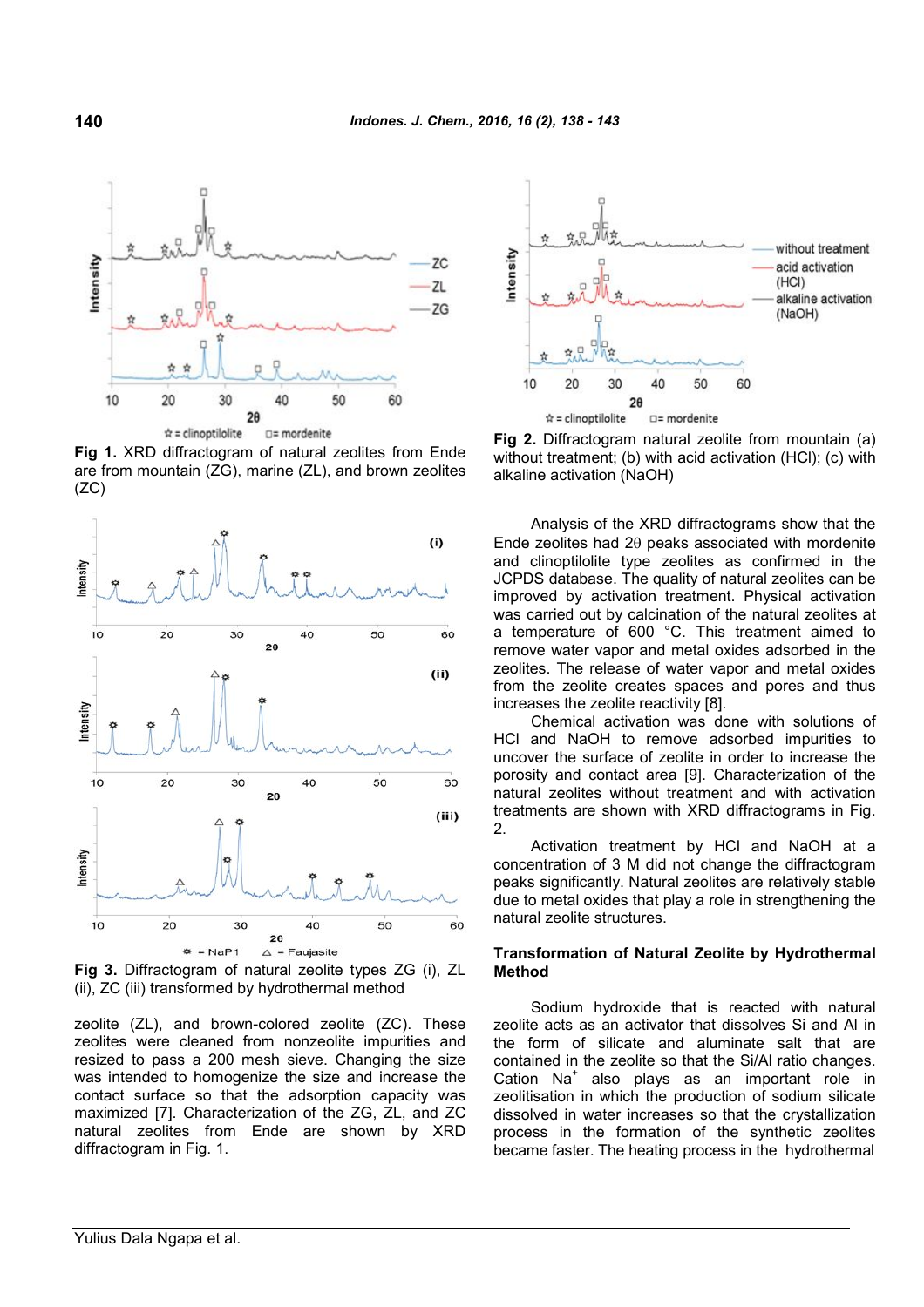Fig 1. XRD diffractogram of natural zeolites from Ende are from mountain (ZG), marine (ZL), and brown zeolites (ZC)

Fig 3. Diffractogram of natural zeolite types ZG (i), ZL (ii), ZC (iii) transformed by hydrothermal method

zeolite (ZL), and brown-colored zeolite (ZC). These zeolites were cleaned from nonzeolite impurities and resized to pass a 200 mesh sieve. Changing the size was intended to homogenize the size and increase the contact surface so that the adsorption capacity was maximized [7]. Characterization of the ZG, ZL, and ZC natural zeolites from Ende are shown by XRD diffractogram in Fig. 1.

Fig 2. Diffractogram natural zeolite from mountain (a) without treatment; (b) with acid activation (HCl); (c) with alkaline activation (NaOH)

Analysis of the XRD diffractograms show that the Ende zeolites had 2θ peaks associated with mordenite and clinoptilolite type zeolites as confirmed in the JCPDS database. The quality of natural zeolites can be improved by activation treatment. Physical activation was carried out by calcination of the natural zeolites at a temperature of 600 °C. This treatment aimed to remove water vapor and metal oxides adsorbed in the zeolites. The release of water vapor and metal oxides from the zeolite creates spaces and pores and thus increases the zeolite reactivity [8].

Chemical activation was done with solutions of HCl and NaOH to remove adsorbed impurities to uncover the surface of zeolite in order to increase the porosity and contact area [9]. Characterization of the natural zeolites without treatment and with activation treatments are shown with XRD diffractograms in Fig. 2.

Activation treatment by HCl and NaOH at a concentration of 3 M did not change the diffractogram peaks significantly. Natural zeolites are relatively stable due to metal oxides that play a role in strengthening the natural zeolite structures.

### Transformation of Natural Zeolite by Hydrothermal Method

Sodium hydroxide that is reacted with natural zeolite acts as an activator that dissolves Si and Al in the form of silicate and aluminate salt that are contained in the zeolite so that the Si/Al ratio changes. Cation $Na^+$ also plays as an important role in zeolitisation in which the production of sodium silicate dissolved in water increases so that the crystallization process in the formation of the synthetic zeolites became faster. The heating process in the hydrothermal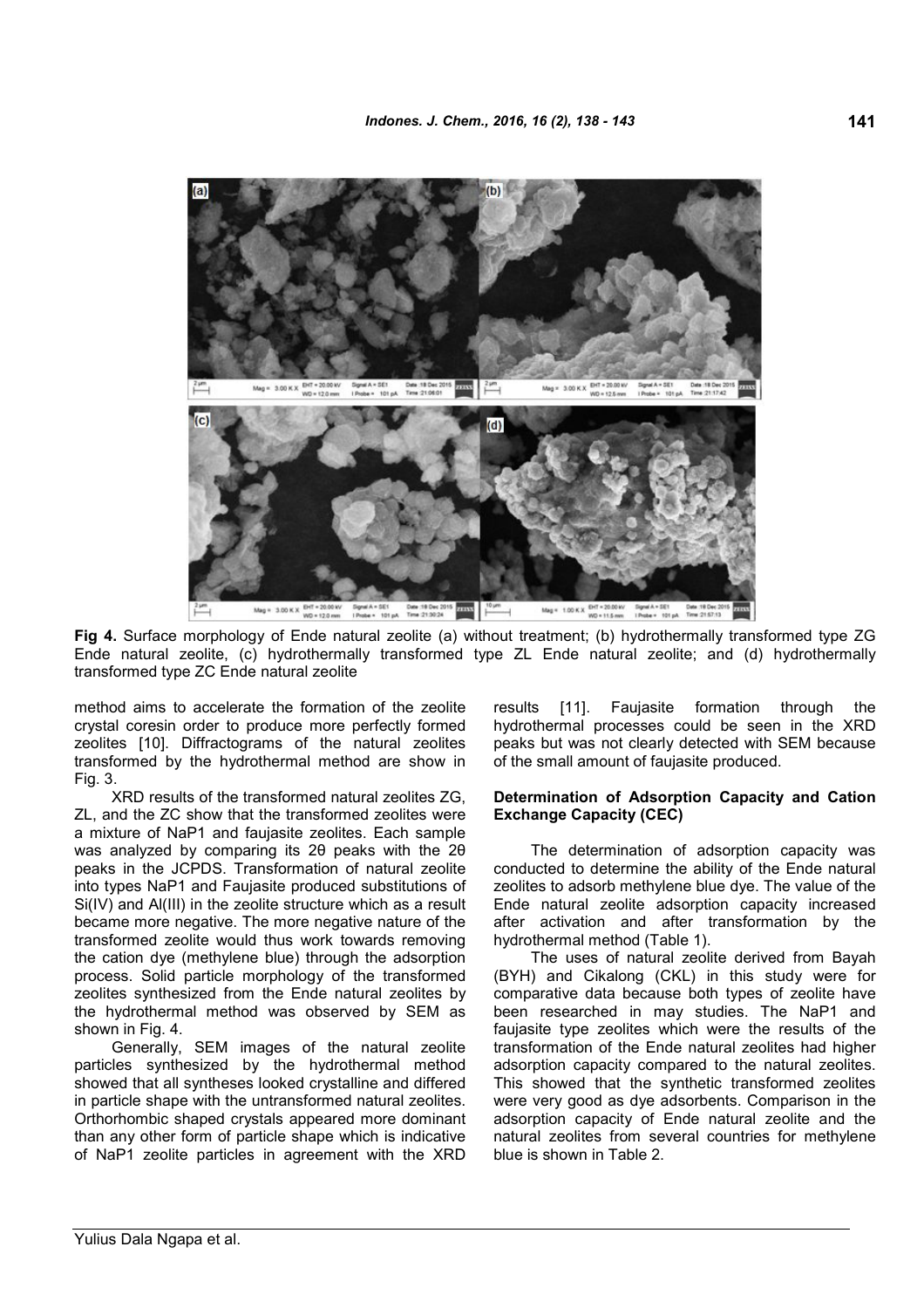**Fig 4.** Surface morphology of Ende natural zeolite (a) without treatment; (b) hydrothermally transformed type ZG Ende natural zeolite, (c) hydrothermally transformed type ZL Ende natural zeolite; and (d) hydrothermally transformed type ZC Ende natural zeolite

method aims to accelerate the formation of the zeolite crystal coresin order to produce more perfectly formed zeolites [10]. Diffractograms of the natural zeolites transformed by the hydrothermal method are show in Fig. 3.

XRD results of the transformed natural zeolites ZG, ZL, and the ZC show that the transformed zeolites were a mixture of NaP1 and faujasite zeolites. Each sample was analyzed by comparing its 2θ peaks with the 2θ peaks in the JCPDS. Transformation of natural zeolite into types NaP1 and Faujasite produced substitutions of Si(IV) and Al(III) in the zeolite structure which as a result became more negative. The more negative nature of the transformed zeolite would thus work towards removing the cation dye (methylene blue) through the adsorption process. Solid particle morphology of the transformed zeolites synthesized from the Ende natural zeolites by the hydrothermal method was observed by SEM as shown in Fig. 4.

Generally, SEM images of the natural zeolite particles synthesized by the hydrothermal method showed that all syntheses looked crystalline and differed in particle shape with the untransformed natural zeolites. Orthorhombic shaped crystals appeared more dominant than any other form of particle shape which is indicative of NaP1 zeolite particles in agreement with the XRD results [11]. Faujasite formation through the hydrothermal processes could be seen in the XRD peaks but was not clearly detected with SEM because of the small amount of faujasite produced.

### Determination of Adsorption Capacity and Cation Exchange Capacity (CEC)

The determination of adsorption capacity was conducted to determine the ability of the Ende natural zeolites to adsorb methylene blue dye. The value of the Ende natural zeolite adsorption capacity increased after activation and after transformation by the hydrothermal method (Table 1).

The uses of natural zeolite derived from Bayah (BYH) and Cikalong (CKL) in this study were for comparative data because both types of zeolite have been researched in may studies. The NaP1 and faujasite type zeolites which were the results of the transformation of the Ende natural zeolites had higher adsorption capacity compared to the natural zeolites. This showed that the synthetic transformed zeolites were very good as dye adsorbents. Comparison in the adsorption capacity of Ende natural zeolite and the natural zeolites from several countries for methylene blue is shown in Table 2.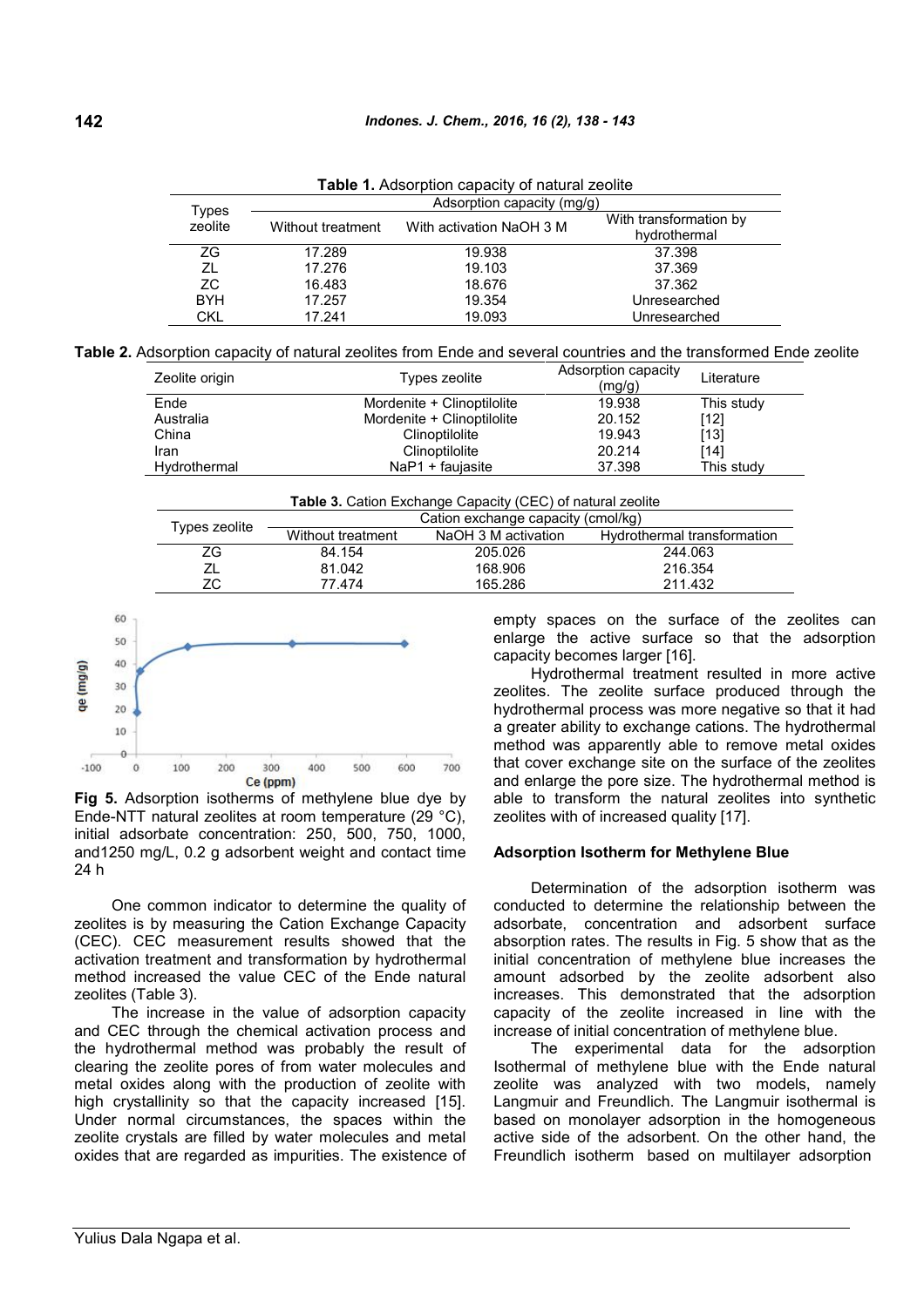**Table 1.** Adsorption capacity of natural zeolite

| Types zeolite | Adsorption capacity (mg/g) | | |
|---|---|---|---|
| | Without treatment | With activation NaOH 3 M | With transformation by hydrothermal |
| ZG | 17.289 | 19.938 | 37.398 |
| ZL | 17.276 | 19.103 | 37.369 |
| ZC | 16.483 | 18.676 | 37.362 |
| BYH | 17.257 | 19.354 | Unresearched |
| CKL | 17.241 | 19.093 | Unresearched |

**Table 2.** Adsorption capacity of natural zeolites from Ende and several countries and the transformed Ende zeolite

| Zeolite origin | Types zeolite | Adsorption capacity (mg/g) | Literature |
|---|---|---|---|
| Ende | Mordenite + Clinoptilolite | 19.938 | This study |
| Australia | Mordenite + Clinoptilolite | 20.152 | [12] |
| China | Clinoptilolite | 19.943 | [13] |
| Iran | Clinoptilolite | 20.214 | [14] |
| Hydrothermal | NaP1 + faujasite | 37.398 | This study |

**Table 3.** Cation Exchange Capacity (CEC) of natural zeolite

| Types zeolite | Cation exchange capacity (cmol/kg) | | |
|---|---|---|---|
| | Without treatment | NaOH 3 M activation | Hydrothermal transformation |
| ZG | 84.154 | 205.026 | 244.063 |
| ZL | 81.042 | 168.906 | 216.354 |
| ZC | 77.474 | 165.286 | 211.432 |

**Fig 5.** Adsorption isotherms of methylene blue dye by Ende-NTT natural zeolites at room temperature (29 °C), initial adsorbate concentration: 250, 500, 750, 1000, and1250 mg/L, 0.2 g adsorbent weight and contact time 24 h

One common indicator to determine the quality of zeolites is by measuring the Cation Exchange Capacity (CEC). CEC measurement results showed that the activation treatment and transformation by hydrothermal method increased the value CEC of the Ende natural zeolites (Table 3).

The increase in the value of adsorption capacity and CEC through the chemical activation process and the hydrothermal method was probably the result of clearing the zeolite pores of from water molecules and metal oxides along with the production of zeolite with high crystallinity so that the capacity increased [15]. Under normal circumstances, the spaces within the zeolite crystals are filled by water molecules and metal oxides that are regarded as impurities. The existence of empty spaces on the surface of the zeolites can enlarge the active surface so that the adsorption capacity becomes larger [16].

Hydrothermal treatment resulted in more active zeolites. The zeolite surface produced through the hydrothermal process was more negative so that it had a greater ability to exchange cations. The hydrothermal method was apparently able to remove metal oxides that cover exchange site on the surface of the zeolites and enlarge the pore size. The hydrothermal method is able to transform the natural zeolites into synthetic zeolites with of increased quality [17].

### Adsorption Isotherm for Methylene Blue

Determination of the adsorption isotherm was conducted to determine the relationship between the adsorbate, concentration and adsorbent surface absorption rates. The results in Fig. 5 show that as the initial concentration of methylene blue increases the amount adsorbed by the zeolite adsorbent also increases. This demonstrated that the adsorption capacity of the zeolite increased in line with the increase of initial concentration of methylene blue.

The experimental data for the adsorption Isothermal of methylene blue with the Ende natural zeolite was analyzed with two models, namely Langmuir and Freundlich. The Langmuir isothermal is based on monolayer adsorption in the homogeneous active side of the adsorbent. On the other hand, the Freundlich isotherm based on multilayer adsorption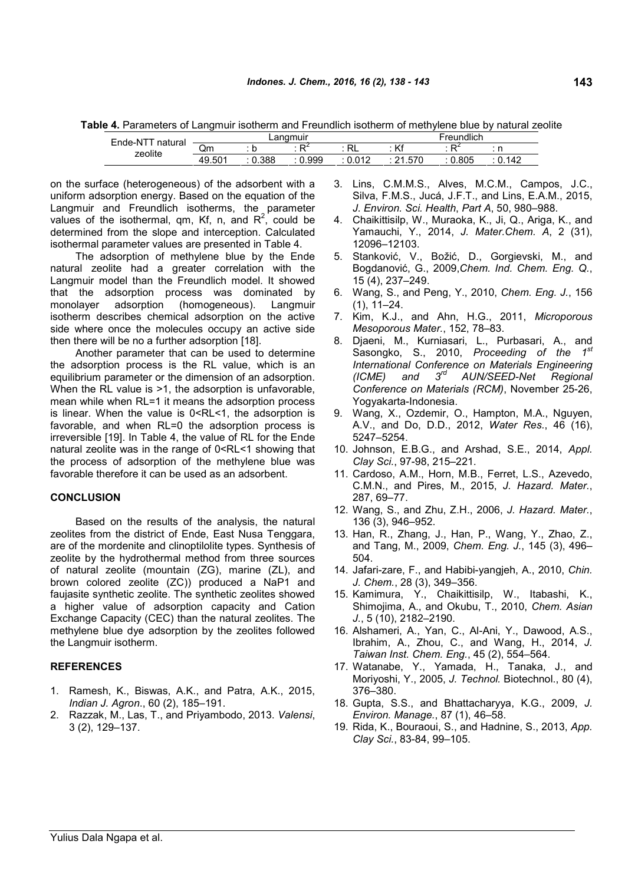**Table 4.** Parameters of Langmuir isotherm and Freundlich isotherm of methylene blue by natural zeolite

| Ende-NTT natural zeolite | Langmuir | | | | Freundlich | | |
|---|---|---|---|---|---|---|---|
| | Qm | : b | : $R^2$ | : RL | : Kf | : $R^2$ | : n |
| | 49.501 | : 0.388 | : 0.999 | : 0.012 | : 21.570 | : 0.805 | : 0.142 |

on the surface (heterogeneous) of the adsorbent with a uniform adsorption energy. Based on the equation of the Langmuir and Freundlich isotherms, the parameter values of the isothermal, qm, Kf, n, and $R^2$, could be determined from the slope and interception. Calculated isothermal parameter values are presented in Table 4.

The adsorption of methylene blue by the Ende natural zeolite had a greater correlation with the Langmuir model than the Freundlich model. It showed that the adsorption process was dominated by monolayer adsorption (homogeneous). Langmuir isotherm describes chemical adsorption on the active side where once the molecules occupy an active side then there will be no a further adsorption [18].

Another parameter that can be used to determine the adsorption process is the RL value, which is an equilibrium parameter or the dimension of an adsorption. When the RL value is >1, the adsorption is unfavorable, mean while when RL=1 it means the adsorption process is linear. When the value is 0<RL<1, the adsorption is favorable, and when RL=0 the adsorption process is irreversible [19]. In Table 4, the value of RL for the Ende natural zeolite was in the range of 0<RL<1 showing that the process of adsorption of the methylene blue was favorable therefore it can be used as an adsorbent.

## CONCLUSION

Based on the results of the analysis, the natural zeolites from the district of Ende, East Nusa Tenggara, are of the mordenite and clinoptilolite types. Synthesis of zeolite by the hydrothermal method from three sources of natural zeolite (mountain (ZG), marine (ZL), and brown colored zeolite (ZC)) produced a NaP1 and faujasite synthetic zeolite. The synthetic zeolites showed a higher value of adsorption capacity and Cation Exchange Capacity (CEC) than the natural zeolites. The methylene blue dye adsorption by the zeolites followed the Langmuir isotherm.

## REFERENCES

1. Ramesh, K., Biswas, A.K., and Patra, A.K., 2015, *Indian J. Agron*., 60 (2), 185–191.
2. Razzak, M., Las, T., and Priyambodo, 2013. *Valensi*, 3 (2), 129–137.
3. Lins, C.M.M.S., Alves, M.C.M., Campos, J.C., Silva, F.M.S., Jucá, J.F.T., and Lins, E.A.M., 2015, *J. Environ. Sci. Health*, *Part A*, 50, 980–988.
4. Chaikittisilp, W., Muraoka, K., Ji, Q., Ariga, K., and Yamauchi, Y., 2014, *J. Mater.Chem. A*, 2 (31), 12096–12103.
5. Stanković, V., Božić, D., Gorgievski, M., and Bogdanović, G., 2009,*Chem. Ind. Chem. Eng. Q.*, 15 (4), 237–249.
6. Wang, S., and Peng, Y., 2010, *Chem. Eng. J.*, 156 (1), 11–24.
7. Kim, K.J., and Ahn, H.G., 2011, *Microporous Mesoporous Mater.*, 152, 78–83.
8. Djaeni, M., Kurniasari, L., Purbasari, A., and Sasongko, S., 2010, *Proceeding of the 1st International Conference on Materials Engineering (ICME) and 3rd AUN/SEED-Net Regional Conference on Materials (RCM)*, November 25-26, Yogyakarta-Indonesia.
9. Wang, X., Ozdemir, O., Hampton, M.A., Nguyen, A.V., and Do, D.D., 2012, *Water Res.*, 46 (16), 5247–5254.
10. Johnson, E.B.G., and Arshad, S.E., 2014, *Appl. Clay Sci.*, 97-98, 215–221.
11. Cardoso, A.M., Horn, M.B., Ferret, L.S., Azevedo, C.M.N., and Pires, M., 2015, *J. Hazard. Mater.*, 287, 69–77.
12. Wang, S., and Zhu, Z.H., 2006, *J. Hazard. Mater.*, 136 (3), 946–952.
13. Han, R., Zhang, J., Han, P., Wang, Y., Zhao, Z., and Tang, M., 2009, *Chem. Eng. J.*, 145 (3), 496–504.
14. Jafari-zare, F., and Habibi-yangjeh, A., 2010, *Chin. J. Chem.*, 28 (3), 349–356.
15. Kamimura, Y., Chaikittisilp, W., Itabashi, K., Shimojima, A., and Okubu, T., 2010, *Chem. Asian J.*, 5 (10), 2182–2190.
16. Alshameri, A., Yan, C., Al-Ani, Y., Dawood, A.S., Ibrahim, A., Zhou, C., and Wang, H., 2014, *J. Taiwan Inst. Chem. Eng.*, 45 (2), 554–564.
17. Watanabe, Y., Yamada, H., Tanaka, J., and Moriyoshi, Y., 2005, *J. Technol.* Biotechnol., 80 (4), 376–380.
18. Gupta, S.S., and Bhattacharyya, K.G., 2009, *J. Environ. Manage.*, 87 (1), 46–58.
19. Rida, K., Bouraoui, S., and Hadnine, S., 2013, *App. Clay Sci.*, 83-84, 99–105.